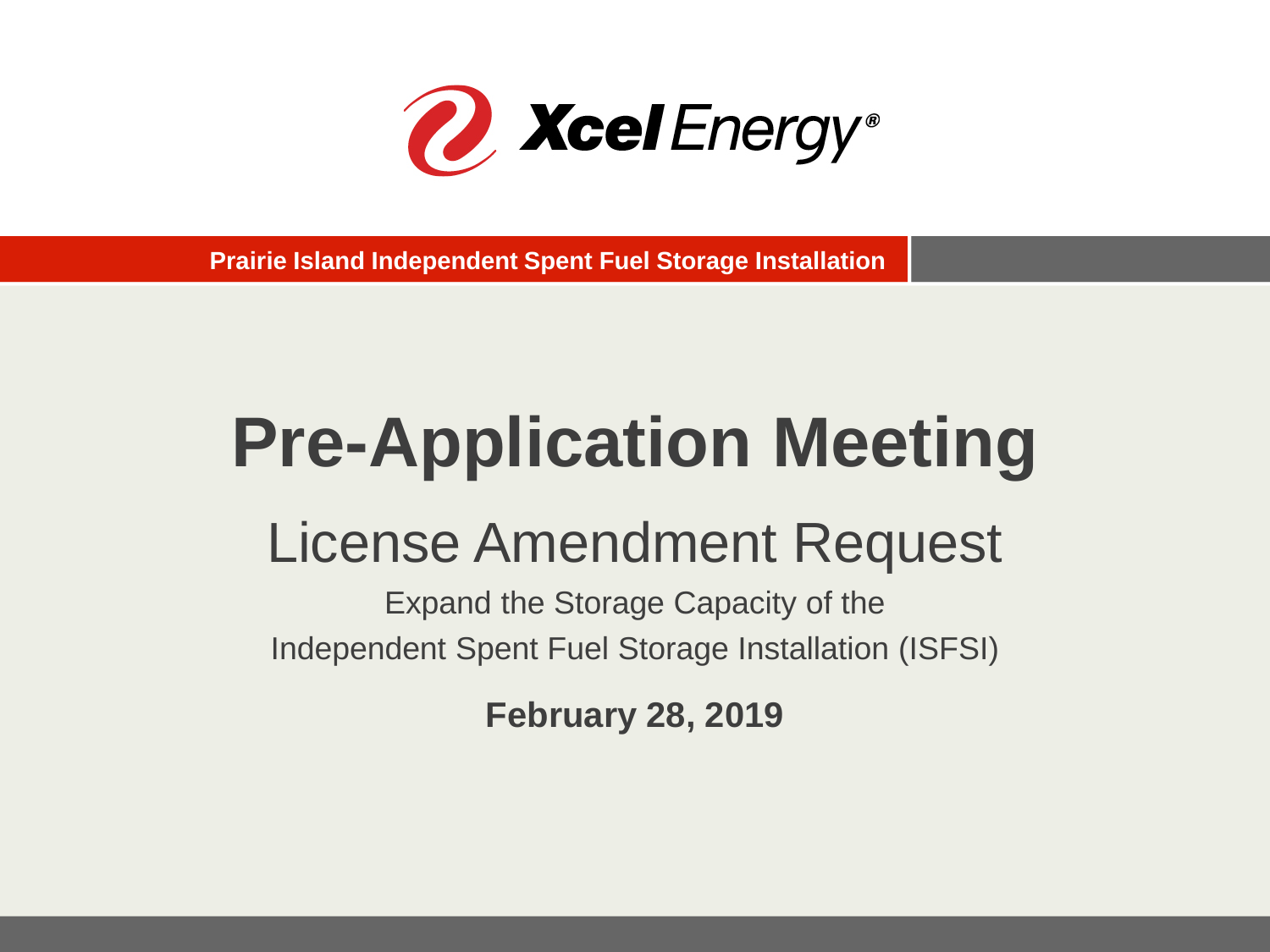Xcel Energy®

**Prairie Island Independent Spent Fuel Storage Installation**

# Pre-Application Meeting

## License Amendment Request

Expand the Storage Capacity of the
Independent Spent Fuel Storage Installation (ISFSI)

**February 28, 2019**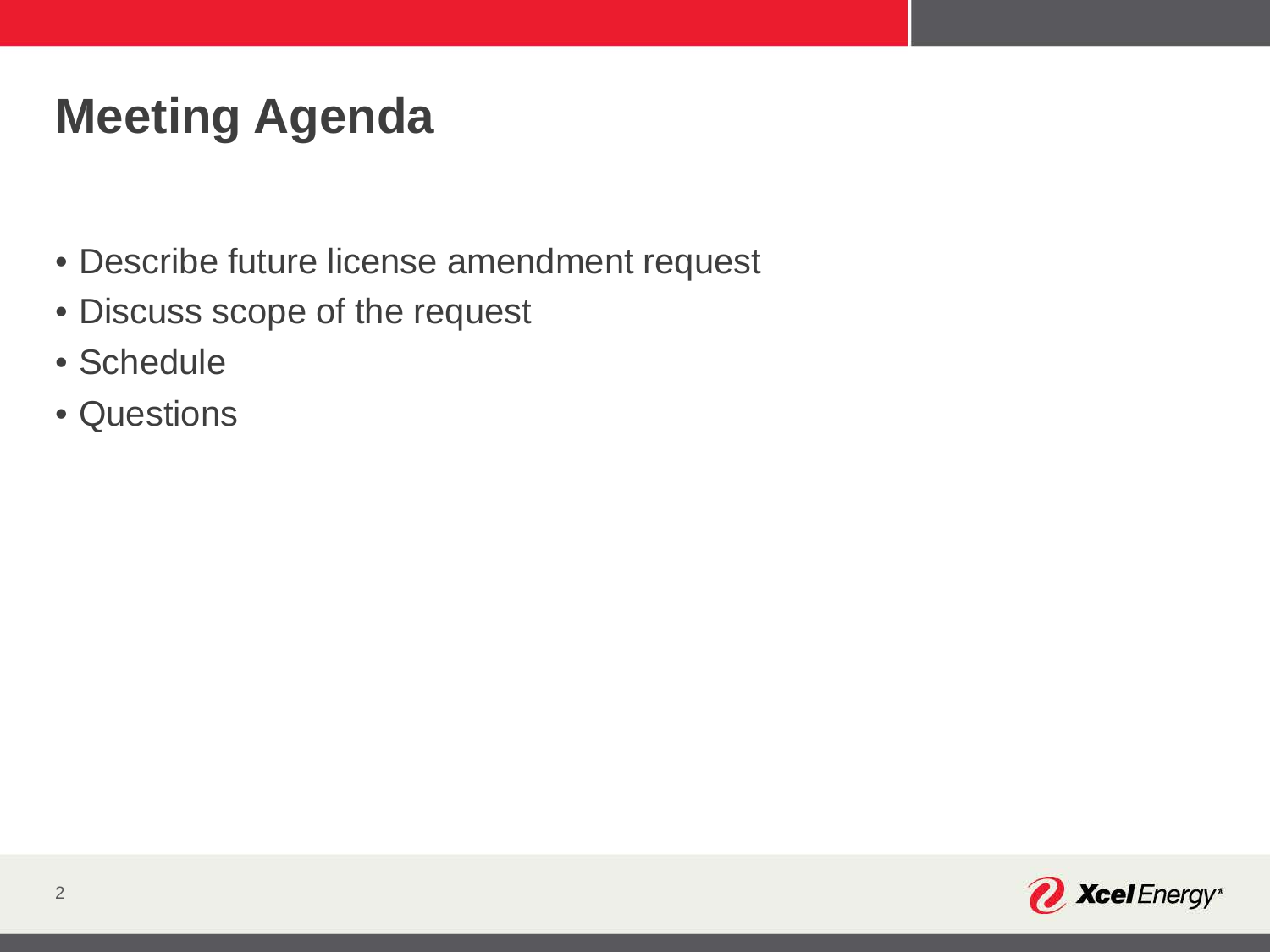# Meeting Agenda

- Describe future license amendment request
- Discuss scope of the request
- Schedule
- Questions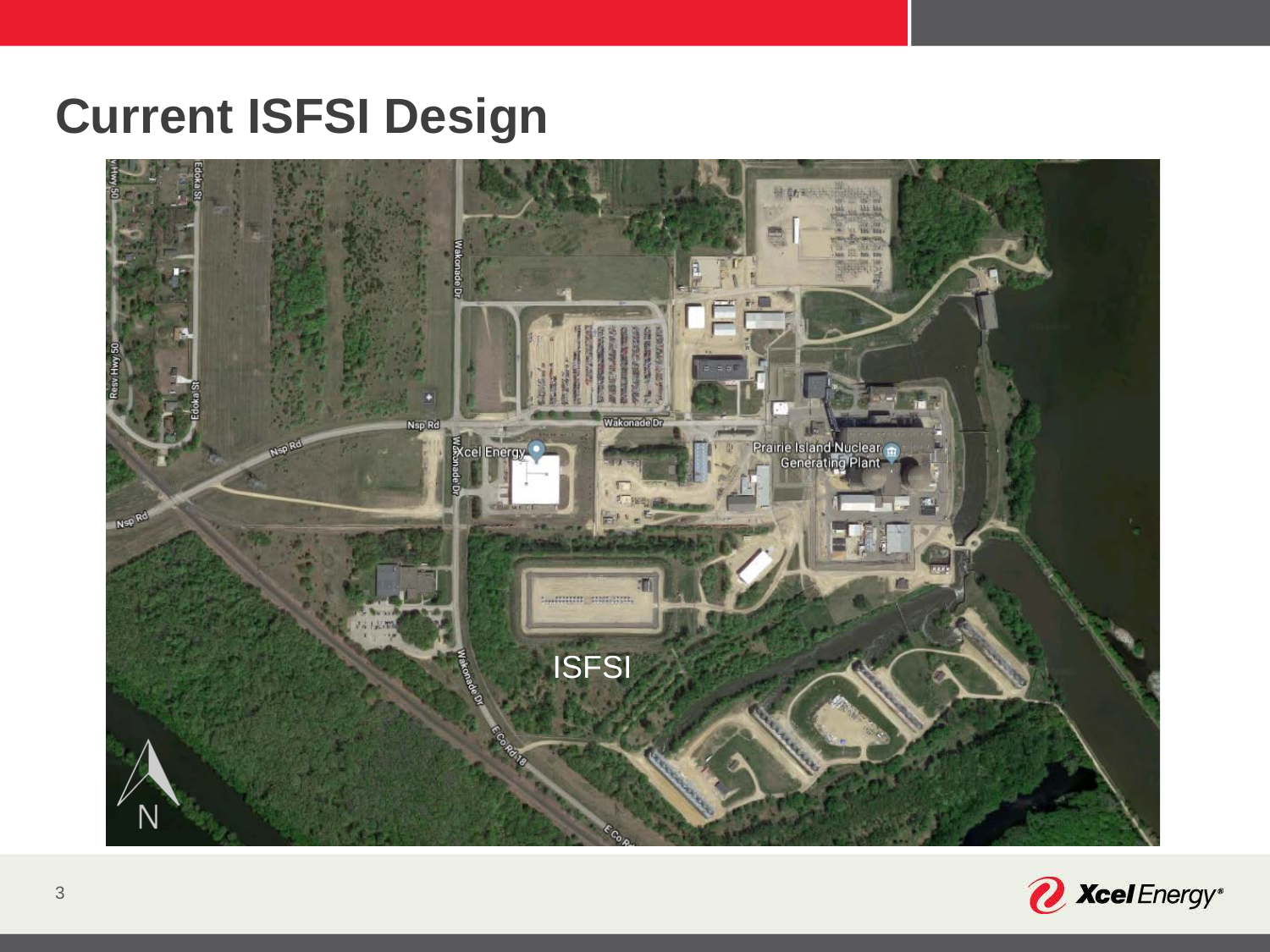# Current ISFSI Design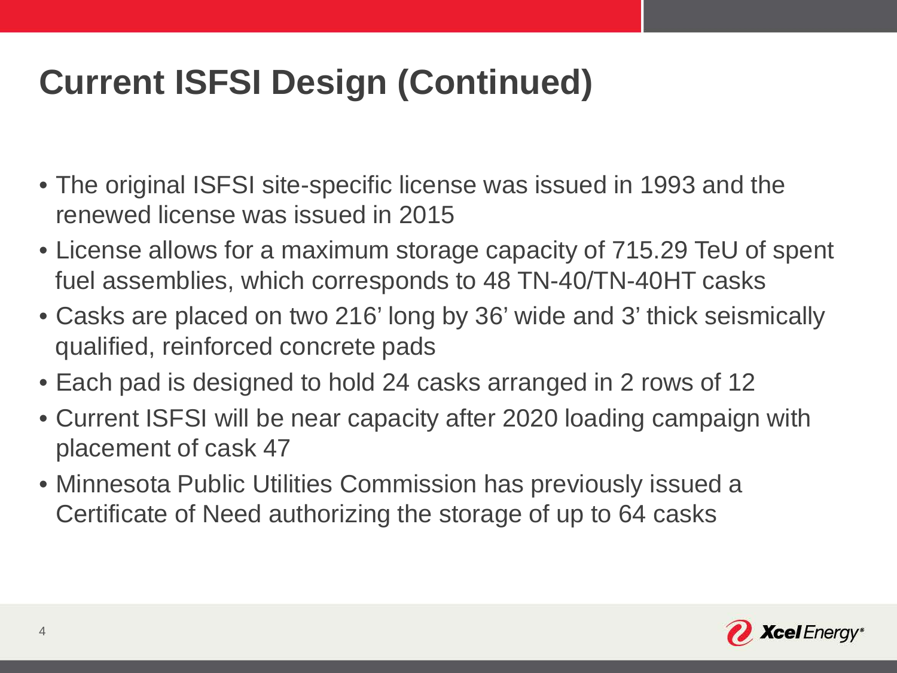# Current ISFSI Design (Continued)

- The original ISFSI site-specific license was issued in 1993 and the renewed license was issued in 2015
- License allows for a maximum storage capacity of 715.29 TeU of spent fuel assemblies, which corresponds to 48 TN-40/TN-40HT casks
- Casks are placed on two 216' long by 36' wide and 3' thick seismically qualified, reinforced concrete pads
- Each pad is designed to hold 24 casks arranged in 2 rows of 12
- Current ISFSI will be near capacity after 2020 loading campaign with placement of cask 47
- Minnesota Public Utilities Commission has previously issued a Certificate of Need authorizing the storage of up to 64 casks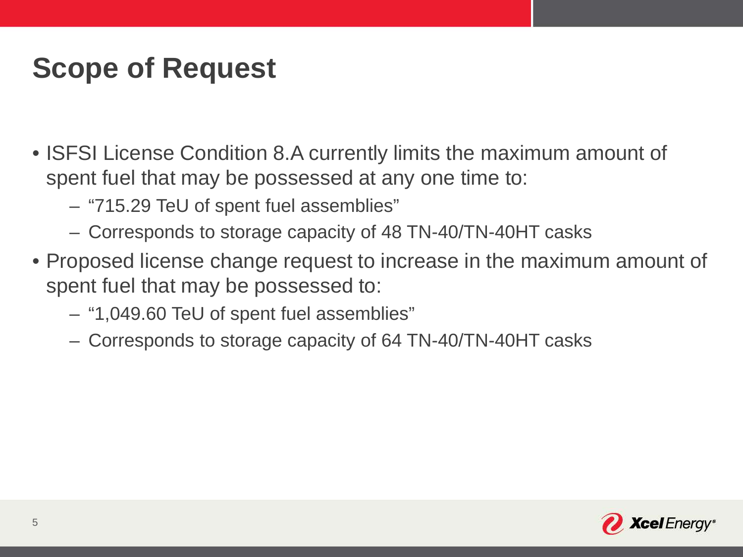# Scope of Request

- ISFSI License Condition 8.A currently limits the maximum amount of spent fuel that may be possessed at any one time to:
  - "715.29 TeU of spent fuel assemblies"
  - Corresponds to storage capacity of 48 TN-40/TN-40HT casks
- Proposed license change request to increase in the maximum amount of spent fuel that may be possessed to:
  - "1,049.60 TeU of spent fuel assemblies"
  - Corresponds to storage capacity of 64 TN-40/TN-40HT casks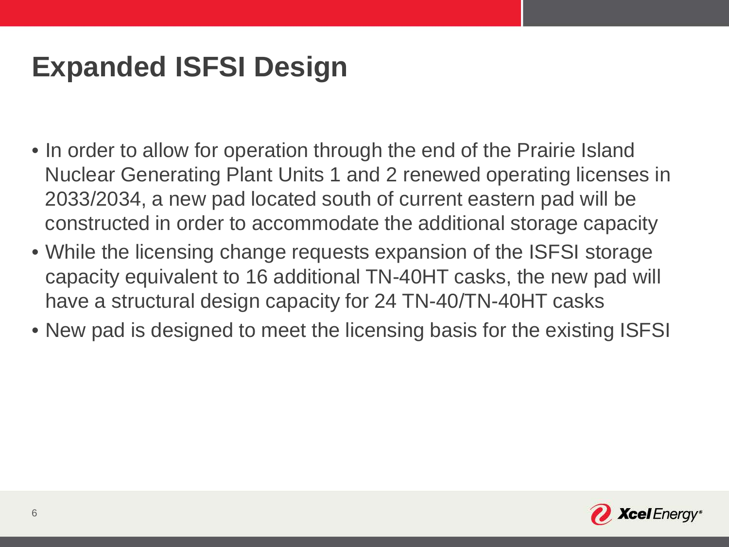# Expanded ISFSI Design

- In order to allow for operation through the end of the Prairie Island Nuclear Generating Plant Units 1 and 2 renewed operating licenses in 2033/2034, a new pad located south of current eastern pad will be constructed in order to accommodate the additional storage capacity
- While the licensing change requests expansion of the ISFSI storage capacity equivalent to 16 additional TN-40HT casks, the new pad will have a structural design capacity for 24 TN-40/TN-40HT casks
- New pad is designed to meet the licensing basis for the existing ISFSI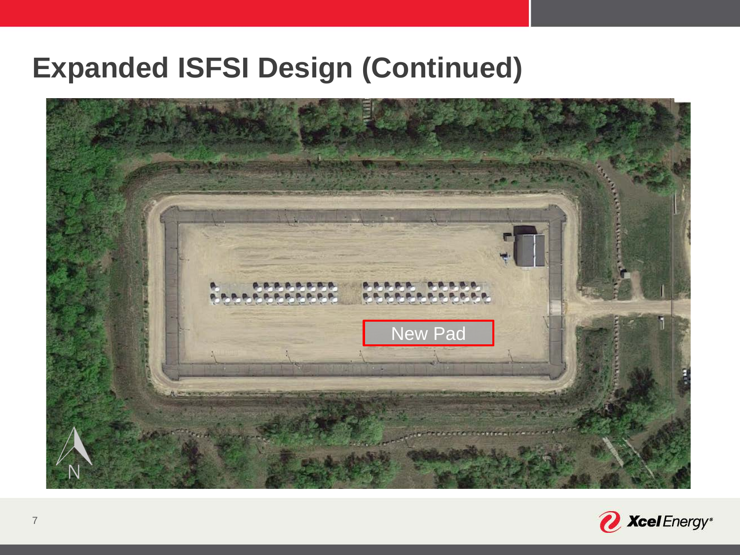# Expanded ISFSI Design (Continued)

New Pad

N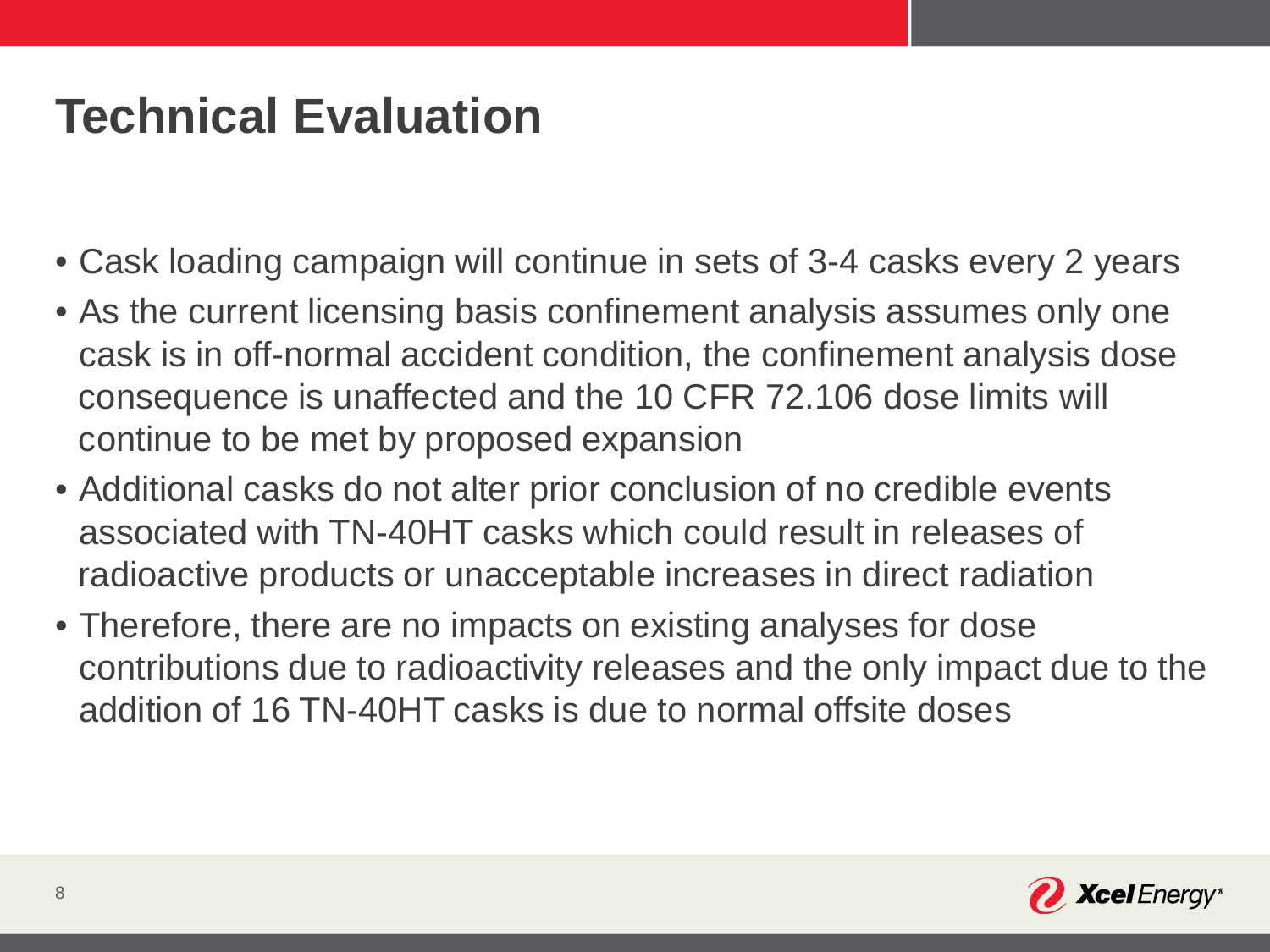# Technical Evaluation

- Cask loading campaign will continue in sets of 3-4 casks every 2 years
- As the current licensing basis confinement analysis assumes only one cask is in off-normal accident condition, the confinement analysis dose consequence is unaffected and the 10 CFR 72.106 dose limits will continue to be met by proposed expansion
- Additional casks do not alter prior conclusion of no credible events associated with TN-40HT casks which could result in releases of radioactive products or unacceptable increases in direct radiation
- Therefore, there are no impacts on existing analyses for dose contributions due to radioactivity releases and the only impact due to the addition of 16 TN-40HT casks is due to normal offsite doses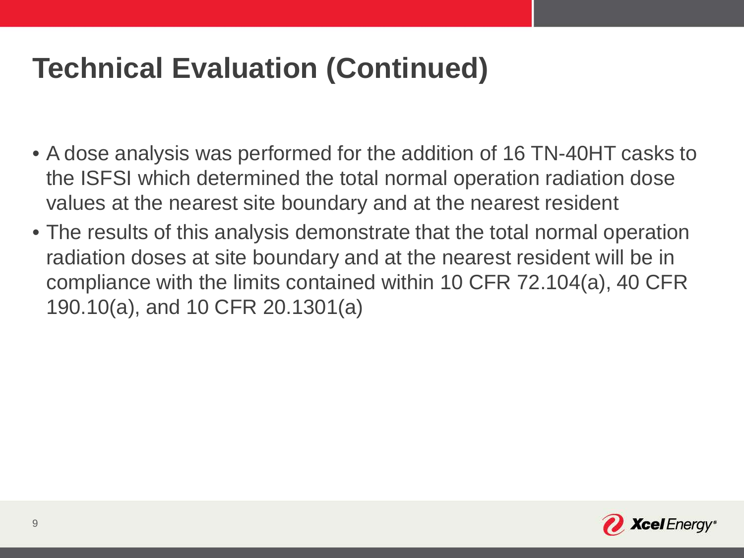# Technical Evaluation (Continued)

- A dose analysis was performed for the addition of 16 TN-40HT casks to the ISFSI which determined the total normal operation radiation dose values at the nearest site boundary and at the nearest resident
- The results of this analysis demonstrate that the total normal operation radiation doses at site boundary and at the nearest resident will be in compliance with the limits contained within 10 CFR 72.104(a), 40 CFR 190.10(a), and 10 CFR 20.1301(a)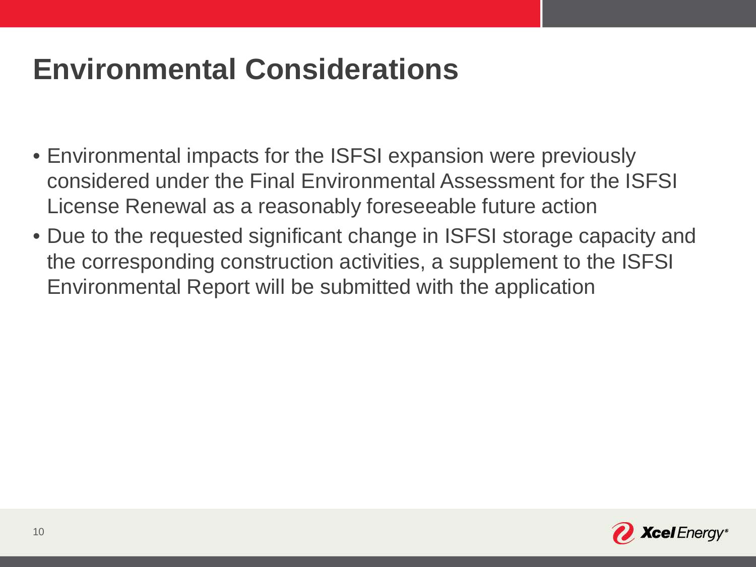# Environmental Considerations

- Environmental impacts for the ISFSI expansion were previously considered under the Final Environmental Assessment for the ISFSI License Renewal as a reasonably foreseeable future action
- Due to the requested significant change in ISFSI storage capacity and the corresponding construction activities, a supplement to the ISFSI Environmental Report will be submitted with the application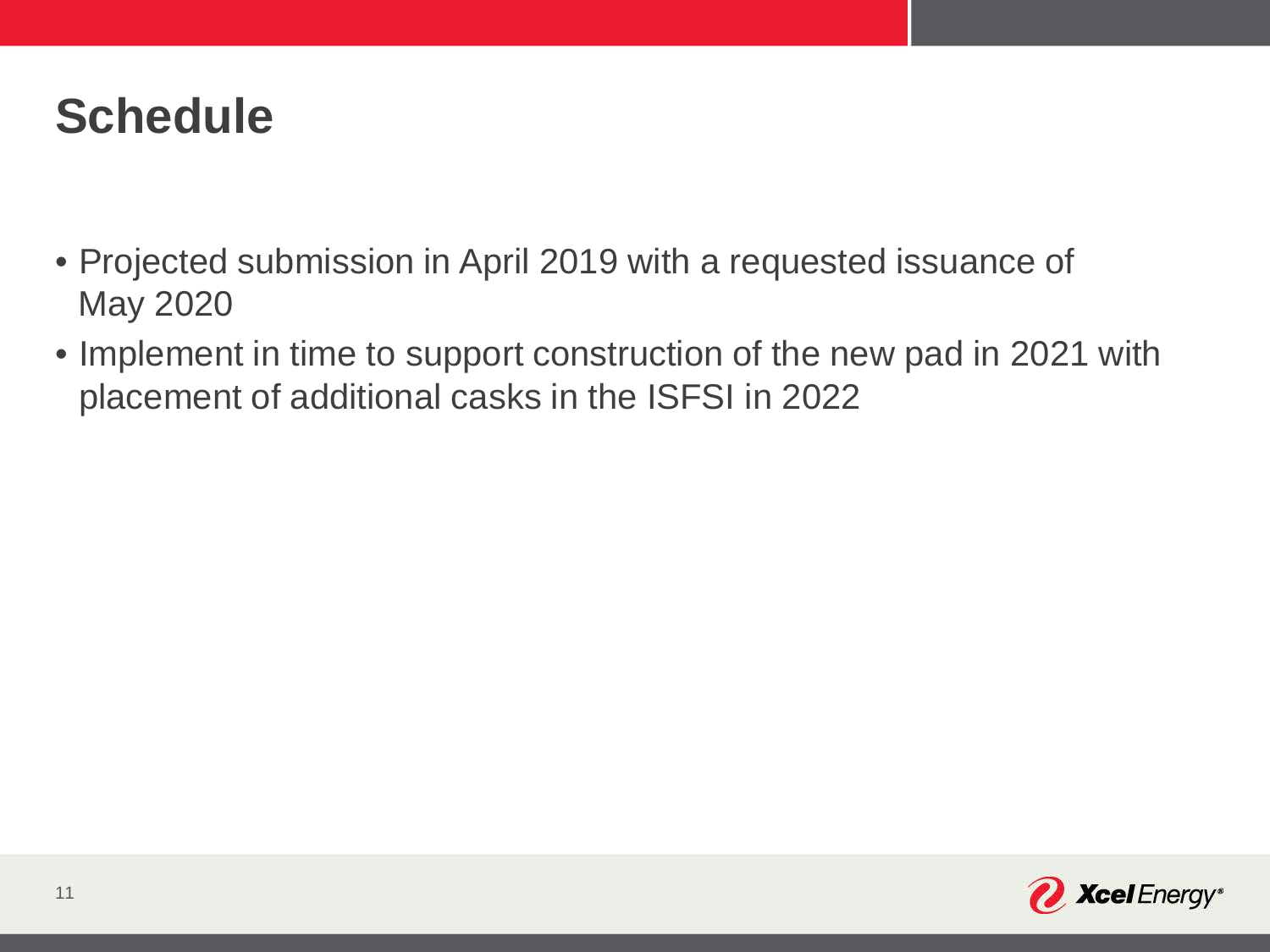# Schedule

- Projected submission in April 2019 with a requested issuance of May 2020
- Implement in time to support construction of the new pad in 2021 with placement of additional casks in the ISFSI in 2022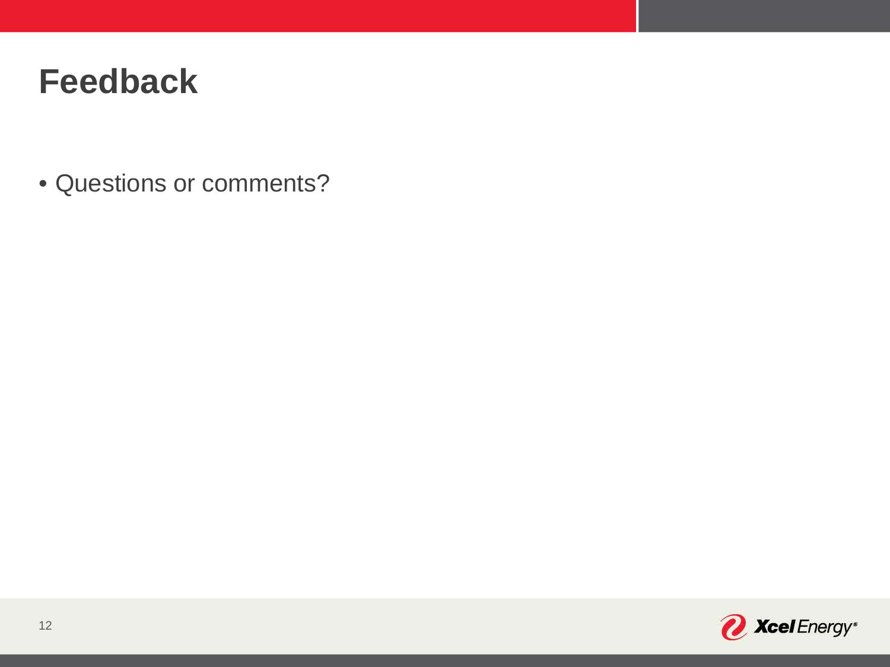# Feedback

- Questions or comments?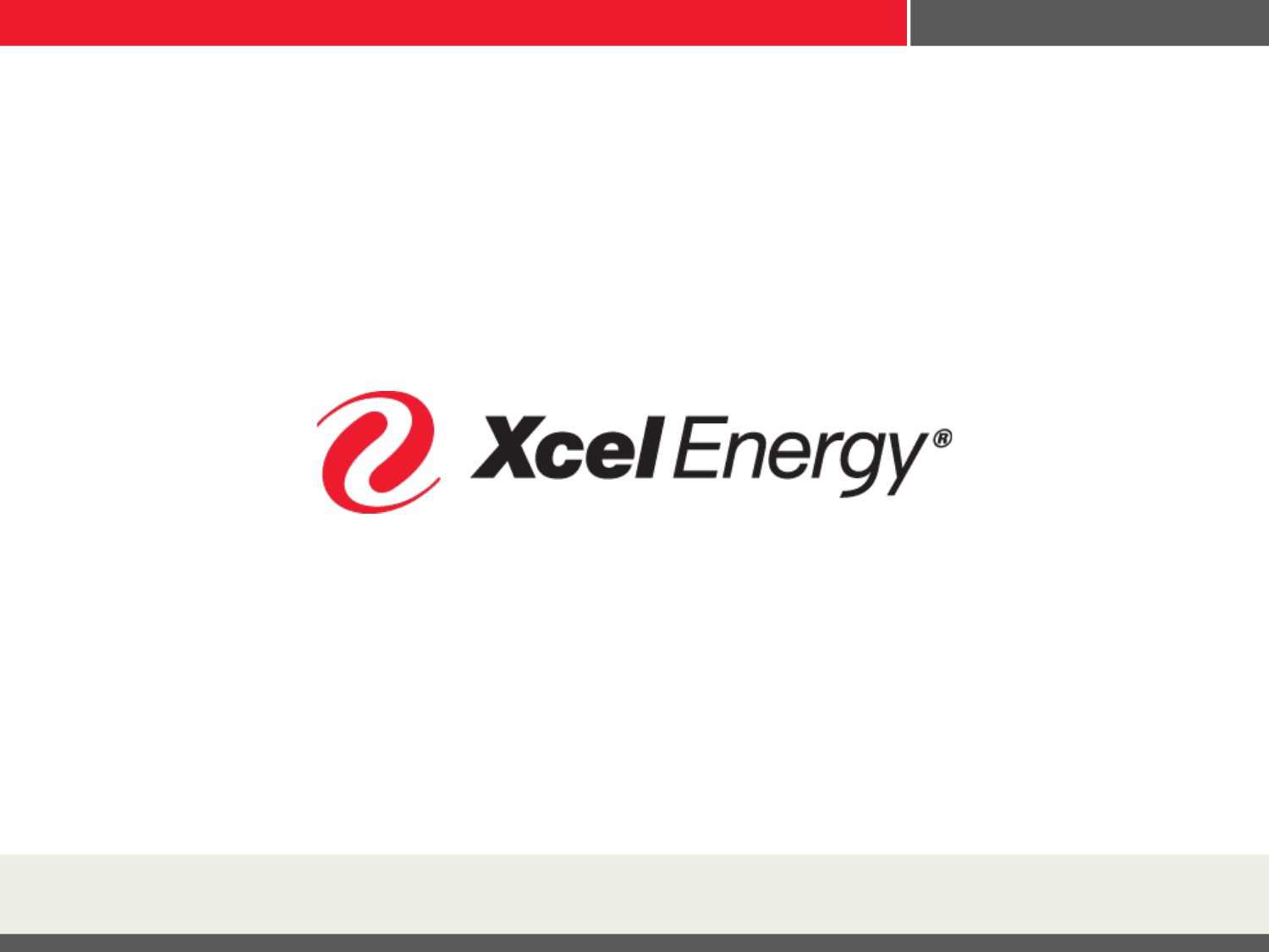Xcel Energy®